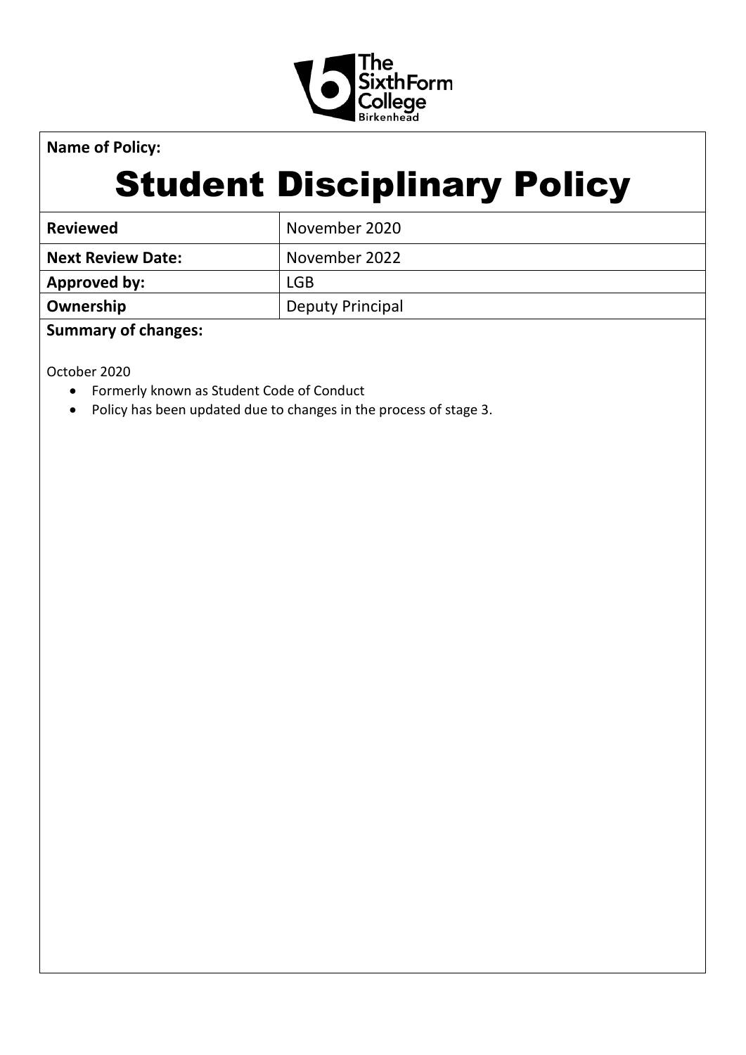**Name of Policy:**

# Student Disciplinary Policy

| **Reviewed** | November 2020 |
| --- | --- |
| **Next Review Date:** | November 2022 |
| **Approved by:** | LGB |
| **Ownership** | Deputy Principal |

**Summary of changes:**

October 2020

- Formerly known as Student Code of Conduct
- Policy has been updated due to changes in the process of stage 3.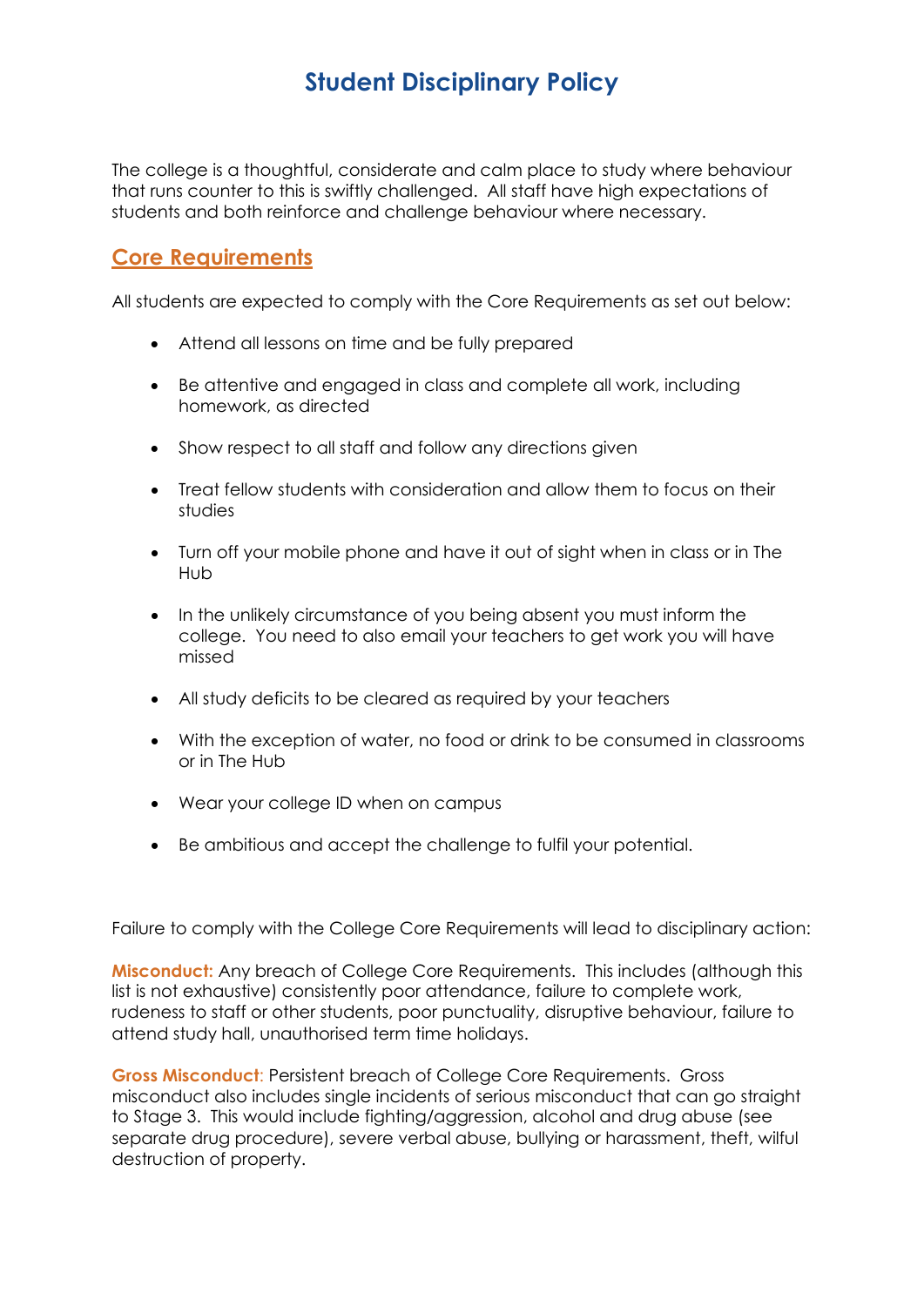# Student Disciplinary Policy

The college is a thoughtful, considerate and calm place to study where behaviour that runs counter to this is swiftly challenged. All staff have high expectations of students and both reinforce and challenge behaviour where necessary.

## Core Requirements

All students are expected to comply with the Core Requirements as set out below:

- Attend all lessons on time and be fully prepared
- Be attentive and engaged in class and complete all work, including homework, as directed
- Show respect to all staff and follow any directions given
- Treat fellow students with consideration and allow them to focus on their studies
- Turn off your mobile phone and have it out of sight when in class or in The Hub
- In the unlikely circumstance of you being absent you must inform the college. You need to also email your teachers to get work you will have missed
- All study deficits to be cleared as required by your teachers
- With the exception of water, no food or drink to be consumed in classrooms or in The Hub
- Wear your college ID when on campus
- Be ambitious and accept the challenge to fulfil your potential.

Failure to comply with the College Core Requirements will lead to disciplinary action:

**Misconduct:** Any breach of College Core Requirements. This includes (although this list is not exhaustive) consistently poor attendance, failure to complete work, rudeness to staff or other students, poor punctuality, disruptive behaviour, failure to attend study hall, unauthorised term time holidays.

**Gross Misconduct**: Persistent breach of College Core Requirements. Gross misconduct also includes single incidents of serious misconduct that can go straight to Stage 3. This would include fighting/aggression, alcohol and drug abuse (see separate drug procedure), severe verbal abuse, bullying or harassment, theft, wilful destruction of property.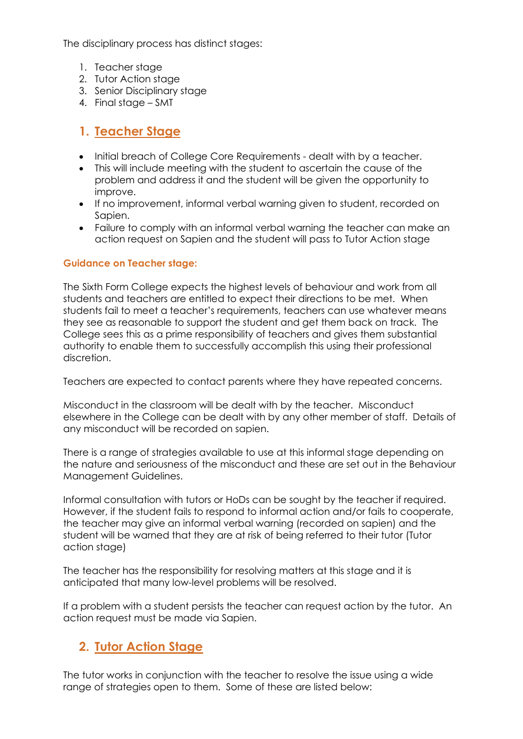The disciplinary process has distinct stages:

1. Teacher stage
2. Tutor Action stage
3. Senior Disciplinary stage
4. Final stage – SMT

## 1. Teacher Stage

- Initial breach of College Core Requirements - dealt with by a teacher.
- This will include meeting with the student to ascertain the cause of the problem and address it and the student will be given the opportunity to improve.
- If no improvement, informal verbal warning given to student, recorded on Sapien.
- Failure to comply with an informal verbal warning the teacher can make an action request on Sapien and the student will pass to Tutor Action stage

#### Guidance on Teacher stage:

The Sixth Form College expects the highest levels of behaviour and work from all students and teachers are entitled to expect their directions to be met. When students fail to meet a teacher's requirements, teachers can use whatever means they see as reasonable to support the student and get them back on track. The College sees this as a prime responsibility of teachers and gives them substantial authority to enable them to successfully accomplish this using their professional discretion.

Teachers are expected to contact parents where they have repeated concerns.

Misconduct in the classroom will be dealt with by the teacher. Misconduct elsewhere in the College can be dealt with by any other member of staff. Details of any misconduct will be recorded on sapien.

There is a range of strategies available to use at this informal stage depending on the nature and seriousness of the misconduct and these are set out in the Behaviour Management Guidelines.

Informal consultation with tutors or HoDs can be sought by the teacher if required. However, if the student fails to respond to informal action and/or fails to cooperate, the teacher may give an informal verbal warning (recorded on sapien) and the student will be warned that they are at risk of being referred to their tutor (Tutor action stage)

The teacher has the responsibility for resolving matters at this stage and it is anticipated that many low-level problems will be resolved.

If a problem with a student persists the teacher can request action by the tutor. An action request must be made via Sapien.

## 2. Tutor Action Stage

The tutor works in conjunction with the teacher to resolve the issue using a wide range of strategies open to them. Some of these are listed below: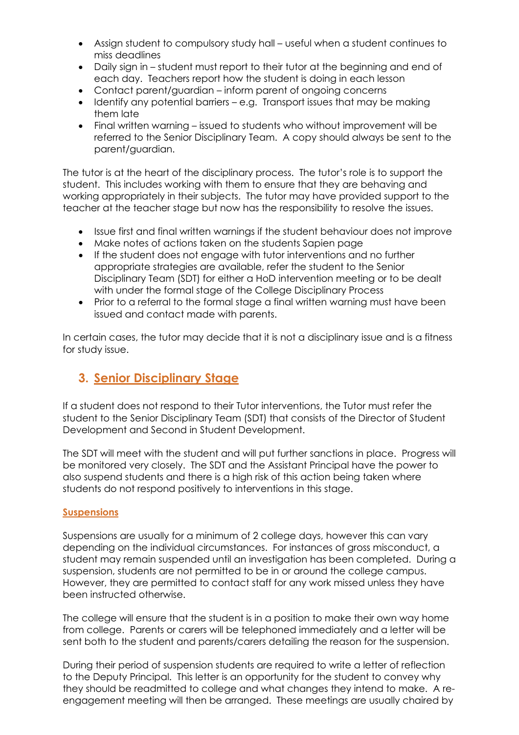- Assign student to compulsory study hall – useful when a student continues to miss deadlines
- Daily sign in – student must report to their tutor at the beginning and end of each day. Teachers report how the student is doing in each lesson
- Contact parent/guardian – inform parent of ongoing concerns
- Identify any potential barriers – e.g. Transport issues that may be making them late
- Final written warning – issued to students who without improvement will be referred to the Senior Disciplinary Team. A copy should always be sent to the parent/guardian.

The tutor is at the heart of the disciplinary process. The tutor's role is to support the student. This includes working with them to ensure that they are behaving and working appropriately in their subjects. The tutor may have provided support to the teacher at the teacher stage but now has the responsibility to resolve the issues.

- Issue first and final written warnings if the student behaviour does not improve
- Make notes of actions taken on the students Sapien page
- If the student does not engage with tutor interventions and no further appropriate strategies are available, refer the student to the Senior Disciplinary Team (SDT) for either a HoD intervention meeting or to be dealt with under the formal stage of the College Disciplinary Process
- Prior to a referral to the formal stage a final written warning must have been issued and contact made with parents.

In certain cases, the tutor may decide that it is not a disciplinary issue and is a fitness for study issue.

## 3. Senior Disciplinary Stage

If a student does not respond to their Tutor interventions, the Tutor must refer the student to the Senior Disciplinary Team (SDT) that consists of the Director of Student Development and Second in Student Development.

The SDT will meet with the student and will put further sanctions in place. Progress will be monitored very closely. The SDT and the Assistant Principal have the power to also suspend students and there is a high risk of this action being taken where students do not respond positively to interventions in this stage.

### Suspensions

Suspensions are usually for a minimum of 2 college days, however this can vary depending on the individual circumstances. For instances of gross misconduct, a student may remain suspended until an investigation has been completed. During a suspension, students are not permitted to be in or around the college campus. However, they are permitted to contact staff for any work missed unless they have been instructed otherwise.

The college will ensure that the student is in a position to make their own way home from college. Parents or carers will be telephoned immediately and a letter will be sent both to the student and parents/carers detailing the reason for the suspension.

During their period of suspension students are required to write a letter of reflection to the Deputy Principal. This letter is an opportunity for the student to convey why they should be readmitted to college and what changes they intend to make. A re-engagement meeting will then be arranged. These meetings are usually chaired by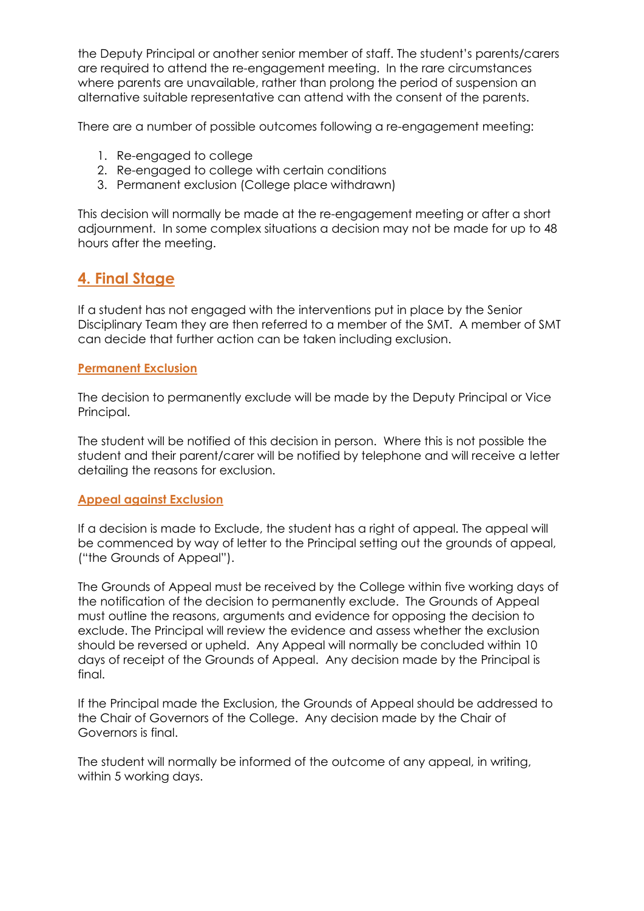the Deputy Principal or another senior member of staff. The student's parents/carers are required to attend the re-engagement meeting. In the rare circumstances where parents are unavailable, rather than prolong the period of suspension an alternative suitable representative can attend with the consent of the parents.

There are a number of possible outcomes following a re-engagement meeting:

1. Re-engaged to college
2. Re-engaged to college with certain conditions
3. Permanent exclusion (College place withdrawn)

This decision will normally be made at the re-engagement meeting or after a short adjournment. In some complex situations a decision may not be made for up to 48 hours after the meeting.

## 4. Final Stage

If a student has not engaged with the interventions put in place by the Senior Disciplinary Team they are then referred to a member of the SMT. A member of SMT can decide that further action can be taken including exclusion.

### Permanent Exclusion

The decision to permanently exclude will be made by the Deputy Principal or Vice Principal.

The student will be notified of this decision in person. Where this is not possible the student and their parent/carer will be notified by telephone and will receive a letter detailing the reasons for exclusion.

### Appeal against Exclusion

If a decision is made to Exclude, the student has a right of appeal. The appeal will be commenced by way of letter to the Principal setting out the grounds of appeal, ("the Grounds of Appeal").

The Grounds of Appeal must be received by the College within five working days of the notification of the decision to permanently exclude. The Grounds of Appeal must outline the reasons, arguments and evidence for opposing the decision to exclude. The Principal will review the evidence and assess whether the exclusion should be reversed or upheld. Any Appeal will normally be concluded within 10 days of receipt of the Grounds of Appeal. Any decision made by the Principal is final.

If the Principal made the Exclusion, the Grounds of Appeal should be addressed to the Chair of Governors of the College. Any decision made by the Chair of Governors is final.

The student will normally be informed of the outcome of any appeal, in writing, within 5 working days.